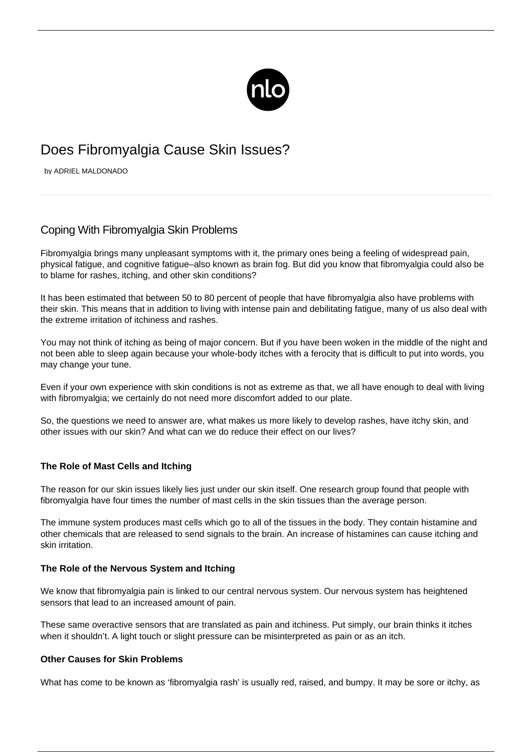# Does Fibromyalgia Cause Skin Issues?

by ADRIEL MALDONADO

## Coping With Fibromyalgia Skin Problems

Fibromyalgia brings many unpleasant symptoms with it, the primary ones being a feeling of widespread pain, physical fatigue, and cognitive fatigue–also known as brain fog. But did you know that fibromyalgia could also be to blame for rashes, itching, and other skin conditions?

It has been estimated that between 50 to 80 percent of people that have fibromyalgia also have problems with their skin. This means that in addition to living with intense pain and debilitating fatigue, many of us also deal with the extreme irritation of itchiness and rashes.

You may not think of itching as being of major concern. But if you have been woken in the middle of the night and not been able to sleep again because your whole-body itches with a ferocity that is difficult to put into words, you may change your tune.

Even if your own experience with skin conditions is not as extreme as that, we all have enough to deal with living with fibromyalgia; we certainly do not need more discomfort added to our plate.

So, the questions we need to answer are, what makes us more likely to develop rashes, have itchy skin, and other issues with our skin? And what can we do reduce their effect on our lives?

### The Role of Mast Cells and Itching

The reason for our skin issues likely lies just under our skin itself. One research group found that people with fibromyalgia have four times the number of mast cells in the skin tissues than the average person.

The immune system produces mast cells which go to all of the tissues in the body. They contain histamine and other chemicals that are released to send signals to the brain. An increase of histamines can cause itching and skin irritation.

### The Role of the Nervous System and Itching

We know that fibromyalgia pain is linked to our central nervous system. Our nervous system has heightened sensors that lead to an increased amount of pain.

These same overactive sensors that are translated as pain and itchiness. Put simply, our brain thinks it itches when it shouldn't. A light touch or slight pressure can be misinterpreted as pain or as an itch.

### Other Causes for Skin Problems

What has come to be known as 'fibromyalgia rash' is usually red, raised, and bumpy. It may be sore or itchy, as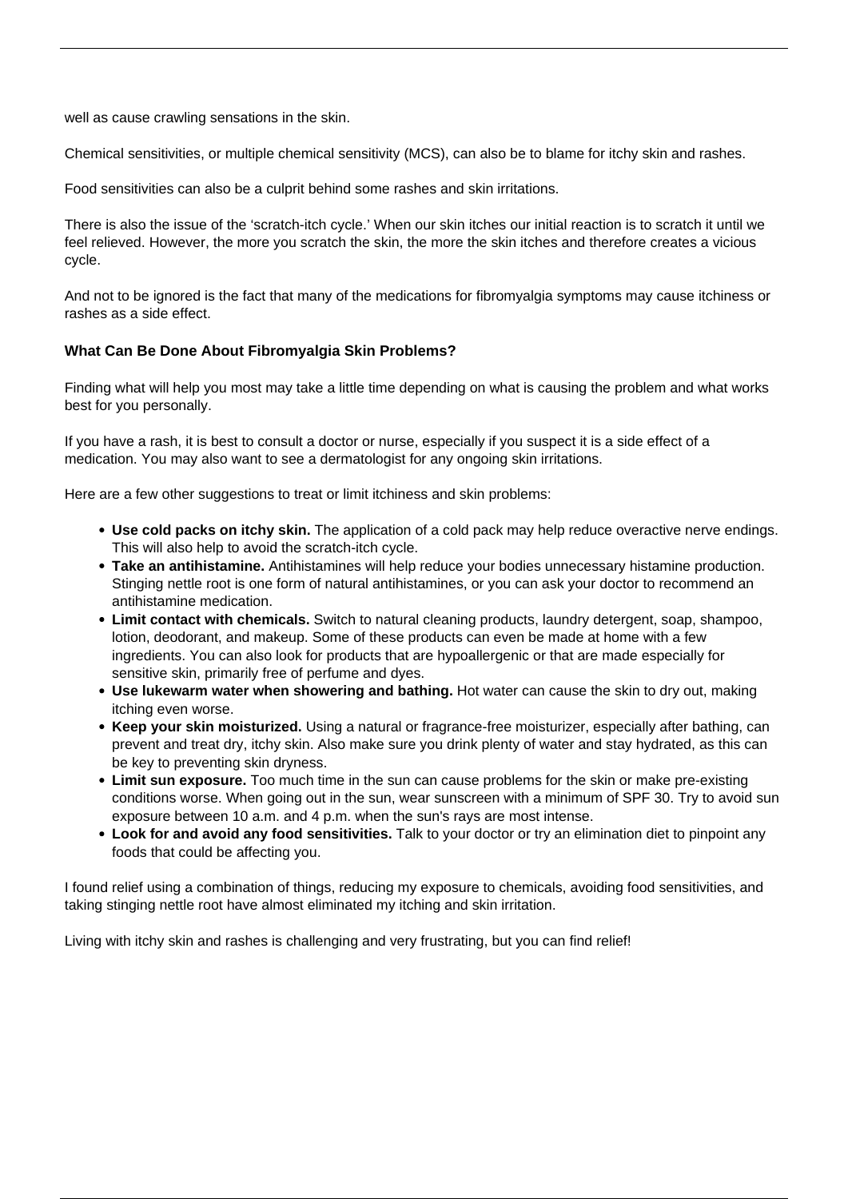well as cause crawling sensations in the skin.

Chemical sensitivities, or multiple chemical sensitivity (MCS), can also be to blame for itchy skin and rashes.

Food sensitivities can also be a culprit behind some rashes and skin irritations.

There is also the issue of the 'scratch-itch cycle.' When our skin itches our initial reaction is to scratch it until we feel relieved. However, the more you scratch the skin, the more the skin itches and therefore creates a vicious cycle.

And not to be ignored is the fact that many of the medications for fibromyalgia symptoms may cause itchiness or rashes as a side effect.

**What Can Be Done About Fibromyalgia Skin Problems?**

Finding what will help you most may take a little time depending on what is causing the problem and what works best for you personally.

If you have a rash, it is best to consult a doctor or nurse, especially if you suspect it is a side effect of a medication. You may also want to see a dermatologist for any ongoing skin irritations.

Here are a few other suggestions to treat or limit itchiness and skin problems:

- **Use cold packs on itchy skin.** The application of a cold pack may help reduce overactive nerve endings. This will also help to avoid the scratch-itch cycle.
- **Take an antihistamine.** Antihistamines will help reduce your bodies unnecessary histamine production. Stinging nettle root is one form of natural antihistamines, or you can ask your doctor to recommend an antihistamine medication.
- **Limit contact with chemicals.** Switch to natural cleaning products, laundry detergent, soap, shampoo, lotion, deodorant, and makeup. Some of these products can even be made at home with a few ingredients. You can also look for products that are hypoallergenic or that are made especially for sensitive skin, primarily free of perfume and dyes.
- **Use lukewarm water when showering and bathing.** Hot water can cause the skin to dry out, making itching even worse.
- **Keep your skin moisturized.** Using a natural or fragrance-free moisturizer, especially after bathing, can prevent and treat dry, itchy skin. Also make sure you drink plenty of water and stay hydrated, as this can be key to preventing skin dryness.
- **Limit sun exposure.** Too much time in the sun can cause problems for the skin or make pre-existing conditions worse. When going out in the sun, wear sunscreen with a minimum of SPF 30. Try to avoid sun exposure between 10 a.m. and 4 p.m. when the sun's rays are most intense.
- **Look for and avoid any food sensitivities.** Talk to your doctor or try an elimination diet to pinpoint any foods that could be affecting you.

I found relief using a combination of things, reducing my exposure to chemicals, avoiding food sensitivities, and taking stinging nettle root have almost eliminated my itching and skin irritation.

Living with itchy skin and rashes is challenging and very frustrating, but you can find relief!